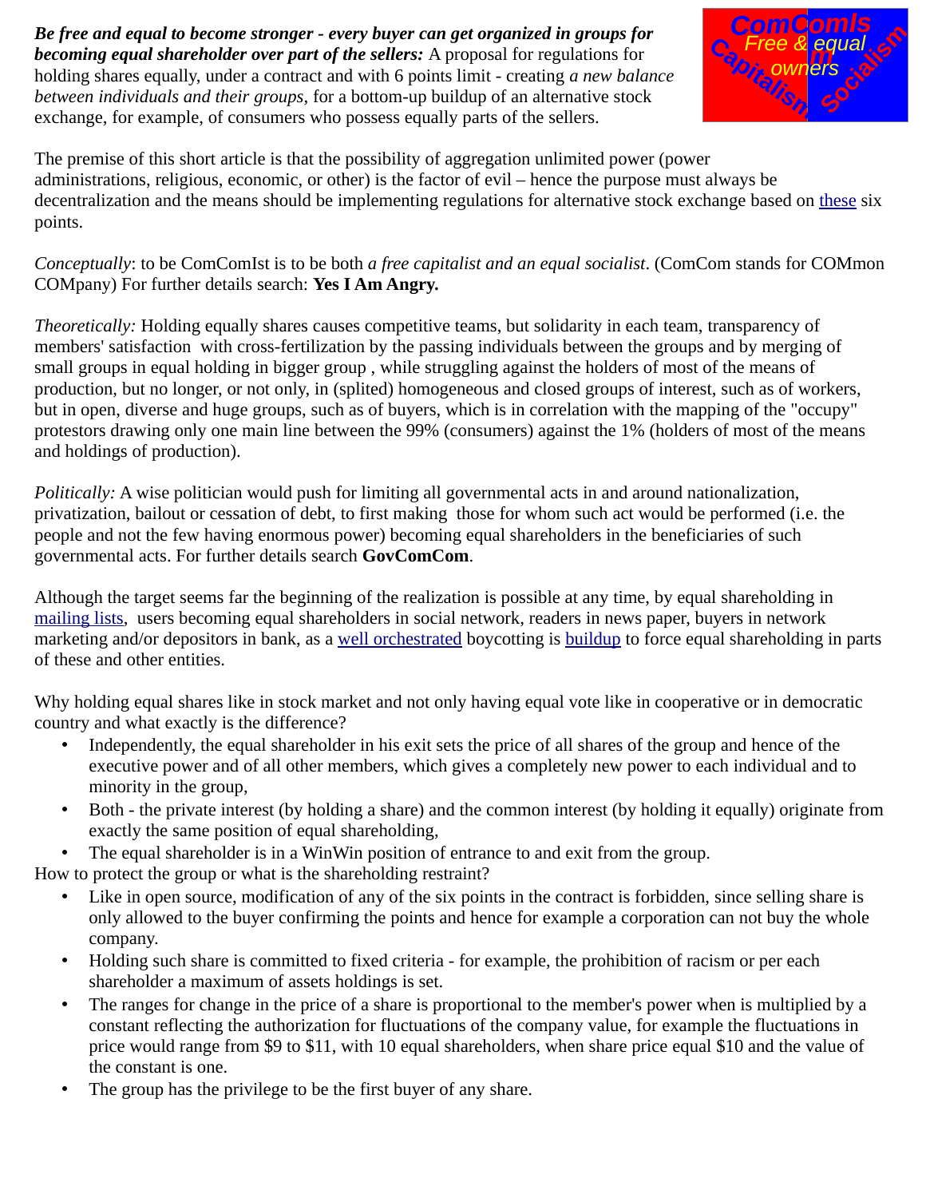***Be free and equal to become stronger - every buyer can get organized in groups for becoming equal shareholder over part of the sellers:*** A proposal for regulations for holding shares equally, under a contract and with 6 points limit - creating *a new balance between individuals and their groups*, for a bottom-up buildup of an alternative stock exchange, for example, of consumers who possess equally parts of the sellers.

The premise of this short article is that the possibility of aggregation unlimited power (power administrations, religious, economic, or other) is the factor of evil – hence the purpose must always be decentralization and the means should be implementing regulations for alternative stock exchange based on these six points.

*Conceptually*: to be ComComIst is to be both *a free capitalist and an equal socialist*. (ComCom stands for COMmon COMpany) For further details search: **Yes I Am Angry.**

*Theoretically:* Holding equally shares causes competitive teams, but solidarity in each team, transparency of members' satisfaction with cross-fertilization by the passing individuals between the groups and by merging of small groups in equal holding in bigger group , while struggling against the holders of most of the means of production, but no longer, or not only, in (splited) homogeneous and closed groups of interest, such as of workers, but in open, diverse and huge groups, such as of buyers, which is in correlation with the mapping of the "occupy" protestors drawing only one main line between the 99% (consumers) against the 1% (holders of most of the means and holdings of production).

*Politically:* A wise politician would push for limiting all governmental acts in and around nationalization, privatization, bailout or cessation of debt, to first making those for whom such act would be performed (i.e. the people and not the few having enormous power) becoming equal shareholders in the beneficiaries of such governmental acts. For further details search **GovComCom**.

Although the target seems far the beginning of the realization is possible at any time, by equal shareholding in mailing lists, users becoming equal shareholders in social network, readers in news paper, buyers in network marketing and/or depositors in bank, as a well orchestrated boycotting is buildup to force equal shareholding in parts of these and other entities.

Why holding equal shares like in stock market and not only having equal vote like in cooperative or in democratic country and what exactly is the difference?

- Independently, the equal shareholder in his exit sets the price of all shares of the group and hence of the executive power and of all other members, which gives a completely new power to each individual and to minority in the group,
- Both - the private interest (by holding a share) and the common interest (by holding it equally) originate from exactly the same position of equal shareholding,
- The equal shareholder is in a WinWin position of entrance to and exit from the group.

How to protect the group or what is the shareholding restraint?

- Like in open source, modification of any of the six points in the contract is forbidden, since selling share is only allowed to the buyer confirming the points and hence for example a corporation can not buy the whole company.
- Holding such share is committed to fixed criteria - for example, the prohibition of racism or per each shareholder a maximum of assets holdings is set.
- The ranges for change in the price of a share is proportional to the member's power when is multiplied by a constant reflecting the authorization for fluctuations of the company value, for example the fluctuations in price would range from $9 to $11, with 10 equal shareholders, when share price equal $10 and the value of the constant is one.
- The group has the privilege to be the first buyer of any share.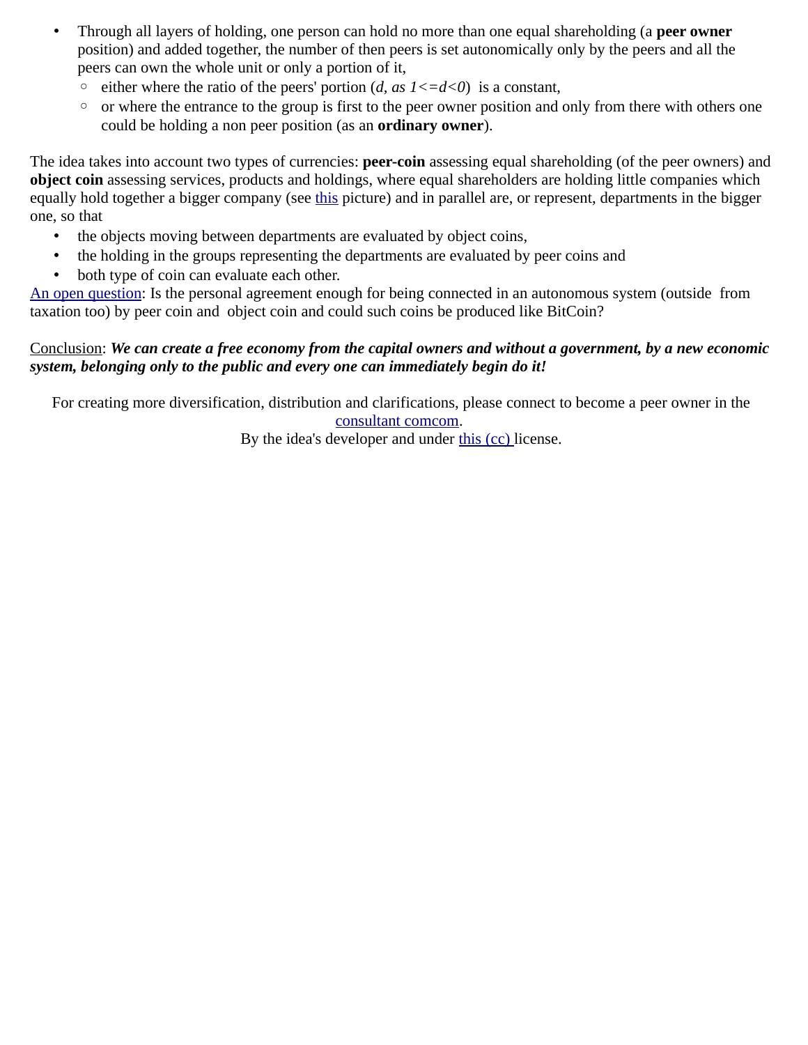- Through all layers of holding, one person can hold no more than one equal shareholding (a **peer owner** position) and added together, the number of then peers is set autonomically only by the peers and all the peers can own the whole unit or only a portion of it,
  - either where the ratio of the peers' portion (*d, as* $1<=d<0$) is a constant,
  - or where the entrance to the group is first to the peer owner position and only from there with others one could be holding a non peer position (as an **ordinary owner**).

The idea takes into account two types of currencies: **peer-coin** assessing equal shareholding (of the peer owners) and **object coin** assessing services, products and holdings, where equal shareholders are holding little companies which equally hold together a bigger company (see this picture) and in parallel are, or represent, departments in the bigger one, so that

- the objects moving between departments are evaluated by object coins,
- the holding in the groups representing the departments are evaluated by peer coins and
- both type of coin can evaluate each other.

An open question: Is the personal agreement enough for being connected in an autonomous system (outside from taxation too) by peer coin and object coin and could such coins be produced like BitCoin?

Conclusion: ***We can create a free economy from the capital owners and without a government, by a new economic system, belonging only to the public and every one can immediately begin do it!***

For creating more diversification, distribution and clarifications, please connect to become a peer owner in the consultant comcom.
By the idea's developer and under this (cc) license.